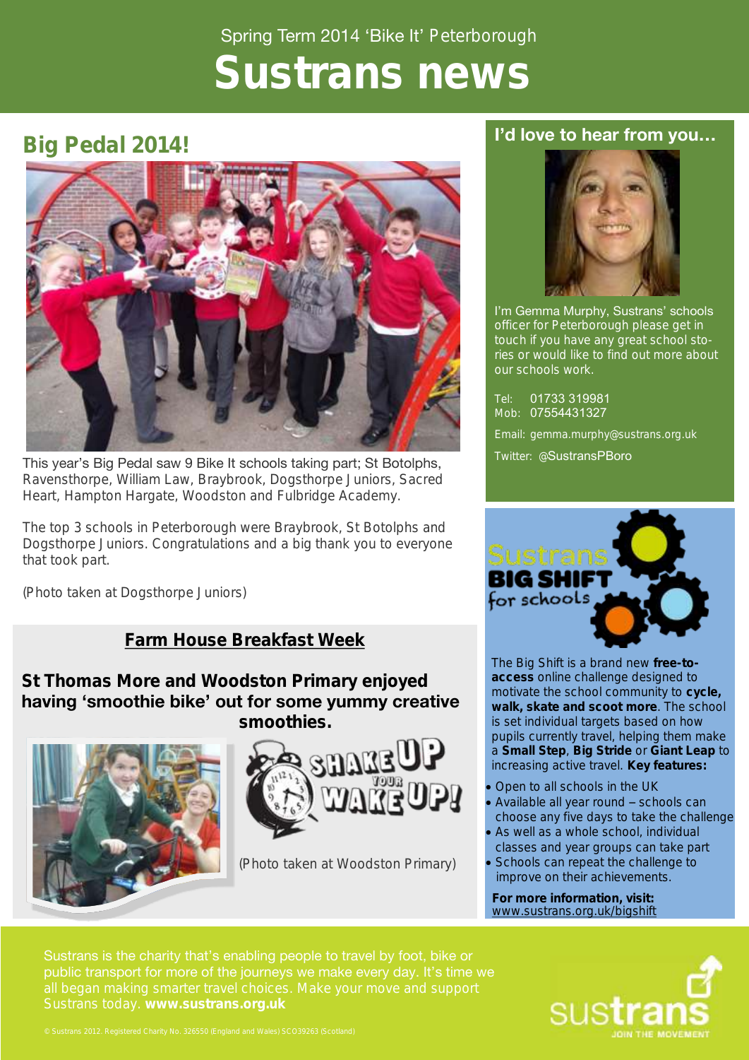Spring Term 2014 'Bike It' Peterborough

# Sustrans news

## Big Pedal 2014!

This year's Big Pedal saw 9 Bike It schools taking part; St Botolphs, Ravensthorpe, William Law, Braybrook, Dogsthorpe Juniors, Sacred Heart, Hampton Hargate, Woodston and Fulbridge Academy.

The top 3 schools in Peterborough were Braybrook, St Botolphs and Dogsthorpe Juniors. Congratulations and a big thank you to everyone that took part.

(Photo taken at Dogsthorpe Juniors)

## Farm House Breakfast Week

**St Thomas More and Woodston Primary enjoyed having 'smoothie bike' out for some yummy creative smoothies.**

SHAKE UP YOUR WAKE UP!

(Photo taken at Woodston Primary)

## I'd love to hear from you…

I'm Gemma Murphy, Sustrans' schools officer for Peterborough please get in touch if you have any great school stories or would like to find out more about our schools work.

Tel: 01733 319981
Mob: 07554431327

Email: gemma.murphy@sustrans.org.uk

Twitter: @SustransPBoro

## Sustrans BIG SHIFT for schools

The Big Shift is a brand new **free-to-access** online challenge designed to motivate the school community to **cycle, walk, skate and scoot more**. The school is set individual targets based on how pupils currently travel, helping them make a **Small Step**, **Big Stride** or **Giant Leap** to increasing active travel. **Key features:**

- Open to all schools in the UK
- Available all year round – schools can choose any five days to take the challenge
- As well as a whole school, individual classes and year groups can take part
- Schools can repeat the challenge to improve on their achievements.

**For more information, visit:** www.sustrans.org.uk/bigshift

Sustrans is the charity that's enabling people to travel by foot, bike or public transport for more of the journeys we make every day. It's time we all began making smarter travel choices. Make your move and support Sustrans today. **www.sustrans.org.uk**

© Sustrans 2012. Registered Charity No. 326550 (England and Wales) SC039263 (Scotland)

sustrans JOIN THE MOVEMENT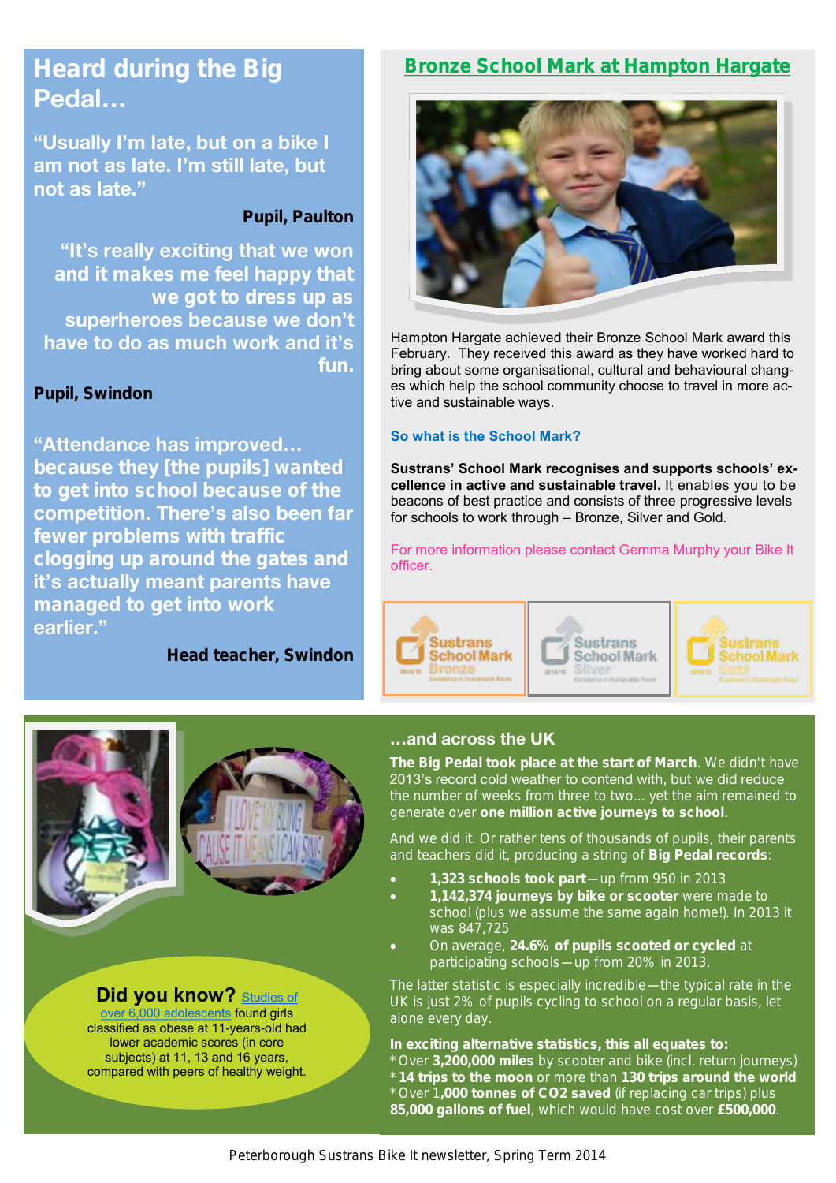## Heard during the Big Pedal…

**"Usually I'm late, but on a bike I am not as late. I'm still late, but not as late."**

**Pupil, Paulton**

**"It's really exciting that we won and it makes me feel happy that we got to dress up as superheroes because we don't have to do as much work and it's fun.**

**Pupil, Swindon**

**"Attendance has improved… because they [the pupils] wanted to get into school because of the competition. There's also been far fewer problems with traffic clogging up around the gates and it's actually meant parents have managed to get into work earlier."**

**Head teacher, Swindon**

## Bronze School Mark at Hampton Hargate

Hampton Hargate achieved their Bronze School Mark award this February. They received this award as they have worked hard to bring about some organisational, cultural and behavioural changes which help the school community choose to travel in more active and sustainable ways.

### So what is the School Mark?

**Sustrans' School Mark recognises and supports schools' excellence in active and sustainable travel.** It enables you to be beacons of best practice and consists of three progressive levels for schools to work through – Bronze, Silver and Gold.

For more information please contact Gemma Murphy your Bike It officer.

Sustrans School Mark Bronze 2014/15 Excellence in Sustainable Travel

Sustrans School Mark Silver 2014/15 Excellence in Sustainable Travel

Sustrans School Mark Gold 2014/15 Excellence in Sustainable Travel

**Did you know?** Studies of over 6,000 adolescents found girls classified as obese at 11-years-old had lower academic scores (in core subjects) at 11, 13 and 16 years, compared with peers of healthy weight.

### …and across the UK

**The Big Pedal took place at the start of March**. We didn't have 2013's record cold weather to contend with, but we did reduce the number of weeks from three to two… yet the aim remained to generate over **one million active journeys to school**.

And we did it. Or rather tens of thousands of pupils, their parents and teachers did it, producing a string of **Big Pedal records**:

- **1,323 schools took part**—up from 950 in 2013
- **1,142,374 journeys by bike or scooter** were made to school (plus we assume the same again home!). In 2013 it was 847,725
- On average, **24.6% of pupils scooted or cycled** at participating schools—up from 20% in 2013.

The latter statistic is especially incredible—the typical rate in the UK is just 2% of pupils cycling to school on a regular basis, let alone every day.

**In exciting alternative statistics, this all equates to:**
* Over **3,200,000 miles** by scooter and bike (incl. return journeys)
* **14 trips to the moon** or more than **130 trips around the world**
* Over 1**,000 tonnes of CO2 saved** (if replacing car trips) plus **85,000 gallons of fuel**, which would have cost over **£500,000**.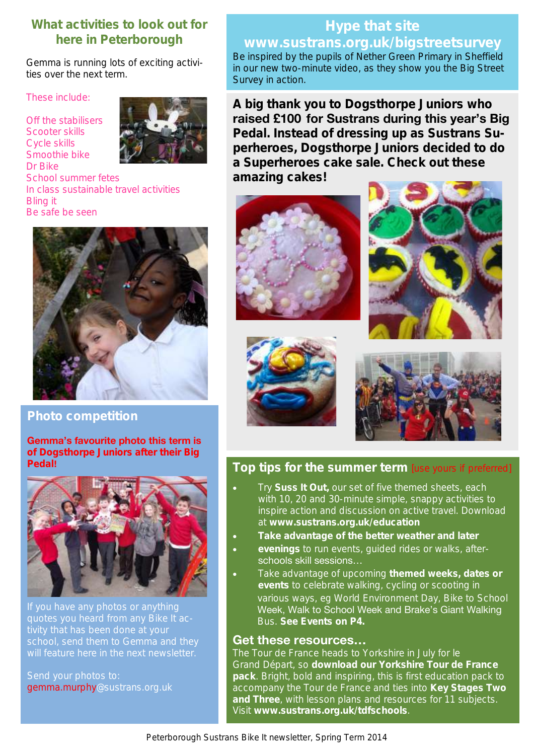## What activities to look out for here in Peterborough

Gemma is running lots of exciting activities over the next term.

These include:

Off the stabilisers
Scooter skills
Cycle skills
Smoothie bike
Dr Bike
School summer fetes
In class sustainable travel activities
Bling it
Be safe be seen

## Photo competition

**Gemma's favourite photo this term is of Dogsthorpe Juniors after their Big Pedal!**

If you have any photos or anything quotes you heard from any Bike It activity that has been done at your school, send them to Gemma and they will feature here in the next newsletter.

Send your photos to: gemma.murphy@sustrans.org.uk

## Hype that site www.sustrans.org.uk/bigstreetsurvey

Be inspired by the pupils of Nether Green Primary in Sheffield in our new two-minute video, as they show you the Big Street Survey in action.

**A big thank you to Dogsthorpe Juniors who raised £100 for Sustrans during this year's Big Pedal. Instead of dressing up as Sustrans Superheroes, Dogsthorpe Juniors decided to do a Superheroes cake sale. Check out these amazing cakes!**

## Top tips for the summer term [use yours if preferred]

- Try **Suss It Out,** our set of five themed sheets, each with 10, 20 and 30-minute simple, snappy activities to inspire action and discussion on active travel. Download at **www.sustrans.org.uk/education**
- **Take advantage of the better weather and later**
- **evenings** to run events, guided rides or walks, after-schools skill sessions…
- Take advantage of upcoming **themed weeks, dates or events** to celebrate walking, cycling or scooting in various ways, eg World Environment Day, Bike to School Week, Walk to School Week and Brake's Giant Walking Bus. **See Events on P4.**

## Get these resources…

The Tour de France heads to Yorkshire in July for le Grand Départ, so **download our Yorkshire Tour de France pack**. Bright, bold and inspiring, this is first education pack to accompany the Tour de France and ties into **Key Stages Two and Three**, with lesson plans and resources for 11 subjects. Visit **www.sustrans.org.uk/tdfschools**.

Peterborough Sustrans Bike It newsletter, Spring Term 2014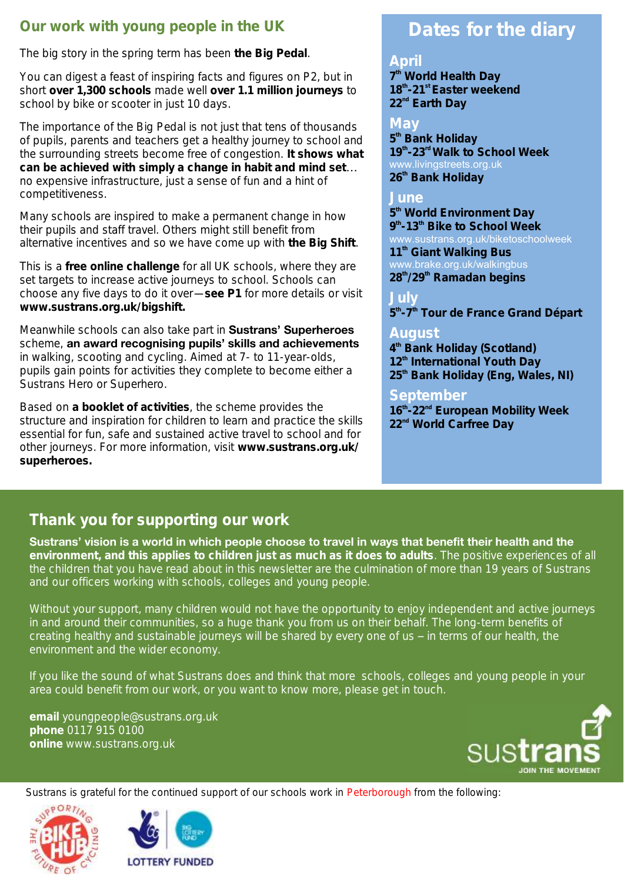## Our work with young people in the UK

The big story in the spring term has been **the Big Pedal**.

You can digest a feast of inspiring facts and figures on P2, but in short **over 1,300 schools** made well **over 1.1 million journeys** to school by bike or scooter in just 10 days.

The importance of the Big Pedal is not just that tens of thousands of pupils, parents and teachers get a healthy journey to school and the surrounding streets become free of congestion. **It shows what can be achieved with simply a change in habit and mind set**… no expensive infrastructure, just a sense of fun and a hint of competitiveness.

Many schools are inspired to make a permanent change in how their pupils and staff travel. Others might still benefit from alternative incentives and so we have come up with **the Big Shift**.

This is a **free online challenge** for all UK schools, where they are set targets to increase active journeys to school. Schools can choose any five days to do it over—**see P1** for more details or visit **www.sustrans.org.uk/bigshift.**

Meanwhile schools can also take part in **Sustrans' Superheroes** scheme, **an award recognising pupils' skills and achievements** in walking, scooting and cycling. Aimed at 7- to 11-year-olds, pupils gain points for activities they complete to become either a Sustrans Hero or Superhero.

Based on **a booklet of activities**, the scheme provides the structure and inspiration for children to learn and practice the skills essential for fun, safe and sustained active travel to school and for other journeys. For more information, visit **www.sustrans.org.uk/superheroes.**

## Dates for the diary

### April
**7th World Health Day**
**18th-21st Easter weekend**
**22nd Earth Day**

### May
**5th Bank Holiday**
**19th-23rd Walk to School Week**
www.livingstreets.org.uk
**26th Bank Holiday**

### June
**5th World Environment Day**
**9th-13th Bike to School Week**
www.sustrans.org.uk/biketoschoolweek
**11th Giant Walking Bus**
www.brake.org.uk/walkingbus
**28th/29th Ramadan begins**

### July
**5th-7th Tour de France Grand Départ**

### August
**4th Bank Holiday (Scotland)**
**12th International Youth Day**
**25th Bank Holiday (Eng, Wales, NI)**

### September
**16th-22nd European Mobility Week**
**22nd World Carfree Day**

## Thank you for supporting our work

**Sustrans' vision is a world in which people choose to travel in ways that benefit their health and the environment, and this applies to children just as much as it does to adults**. The positive experiences of all the children that you have read about in this newsletter are the culmination of more than 19 years of Sustrans and our officers working with schools, colleges and young people.

Without your support, many children would not have the opportunity to enjoy independent and active journeys in and around their communities, so a huge thank you from us on their behalf. The long-term benefits of creating healthy and sustainable journeys will be shared by every one of us – in terms of our health, the environment and the wider economy.

If you like the sound of what Sustrans does and think that more schools, colleges and young people in your area could benefit from our work, or you want to know more, please get in touch.

**email** youngpeople@sustrans.org.uk
**phone** 0117 915 0100
**online** www.sustrans.org.uk

sustrans JOIN THE MOVEMENT

Sustrans is grateful for the continued support of our schools work in Peterborough from the following:

SUPPORTING THE FUTURE OF CYCLING BIKE HUB

BIG LOTTERY FUND LOTTERY FUNDED